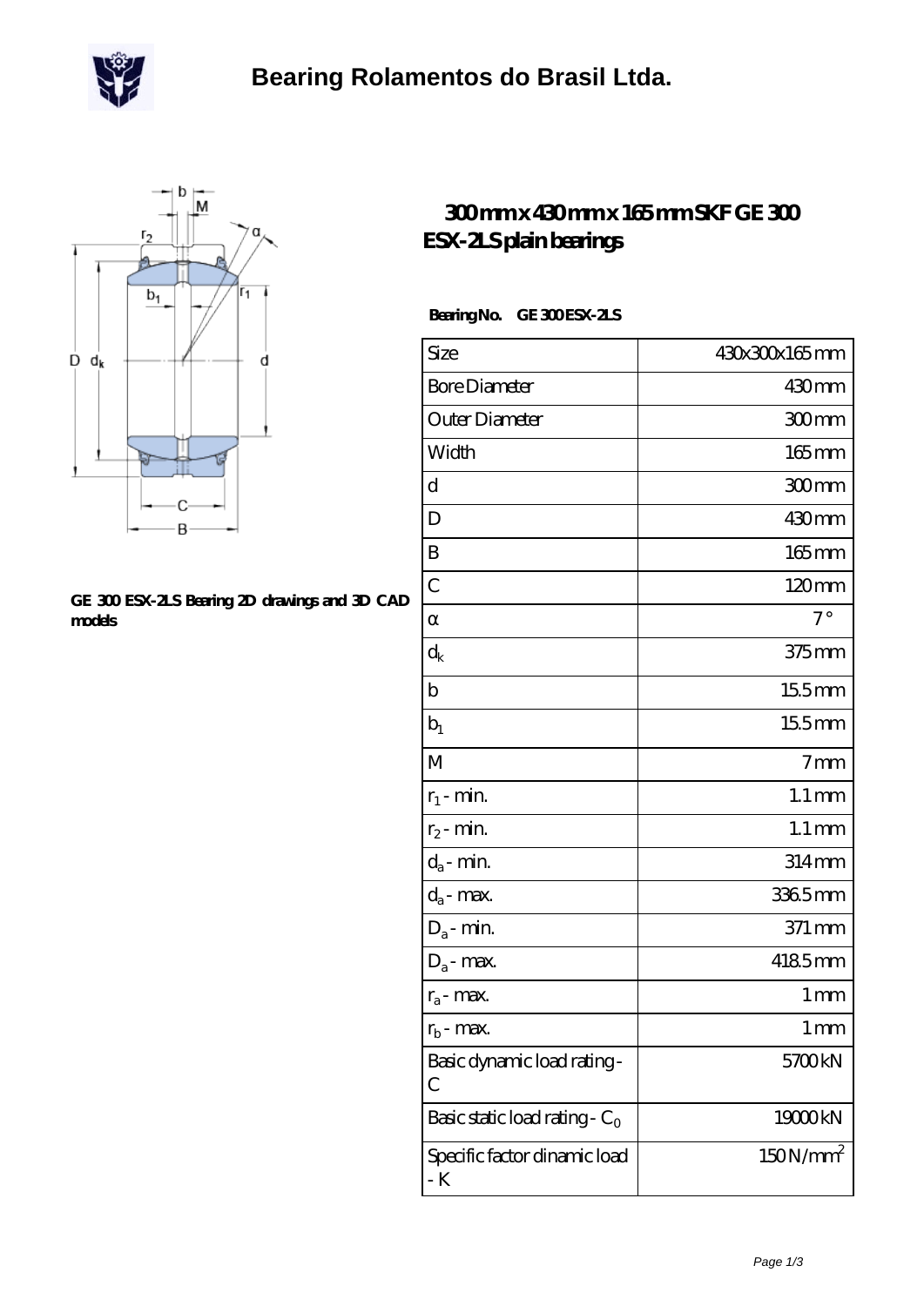# Bearing Rolamentos do Brasil Ltda.

GE 300 ESX-2LS Bearing 2D drawings and 3D CAD models

## 300 mm x 430 mm x 165 mm SKF GE 300 ESX-2LS plain bearings

**Bearing No.** GE 300 ESX-2LS

| | |
|---|---|
| Size | 430x300x165 mm |
| Bore Diameter | 430 mm |
| Outer Diameter | 300 mm |
| Width | 165 mm |
| d | 300 mm |
| D | 430 mm |
| B | 165 mm |
| C | 120 mm |
| α | 7 ° |
| $d_k$ | 375 mm |
| b | 15.5 mm |
| $b_1$ | 15.5 mm |
| M | 7 mm |
| $r_1$ - min. | 1.1 mm |
| $r_2$ - min. | 1.1 mm |
| $d_a$ - min. | 314 mm |
| $d_a$ - max. | 336.5 mm |
| $D_a$ - min. | 371 mm |
| $D_a$ - max. | 418.5 mm |
| $r_a$ - max. | 1 mm |
| $r_b$ - max. | 1 mm |
| Basic dynamic load rating - C | 5700 kN |
| Basic static load rating - $C_0$ | 19000 kN |
| Specific factor dinamic load - K | 150 N/mm$^2$ |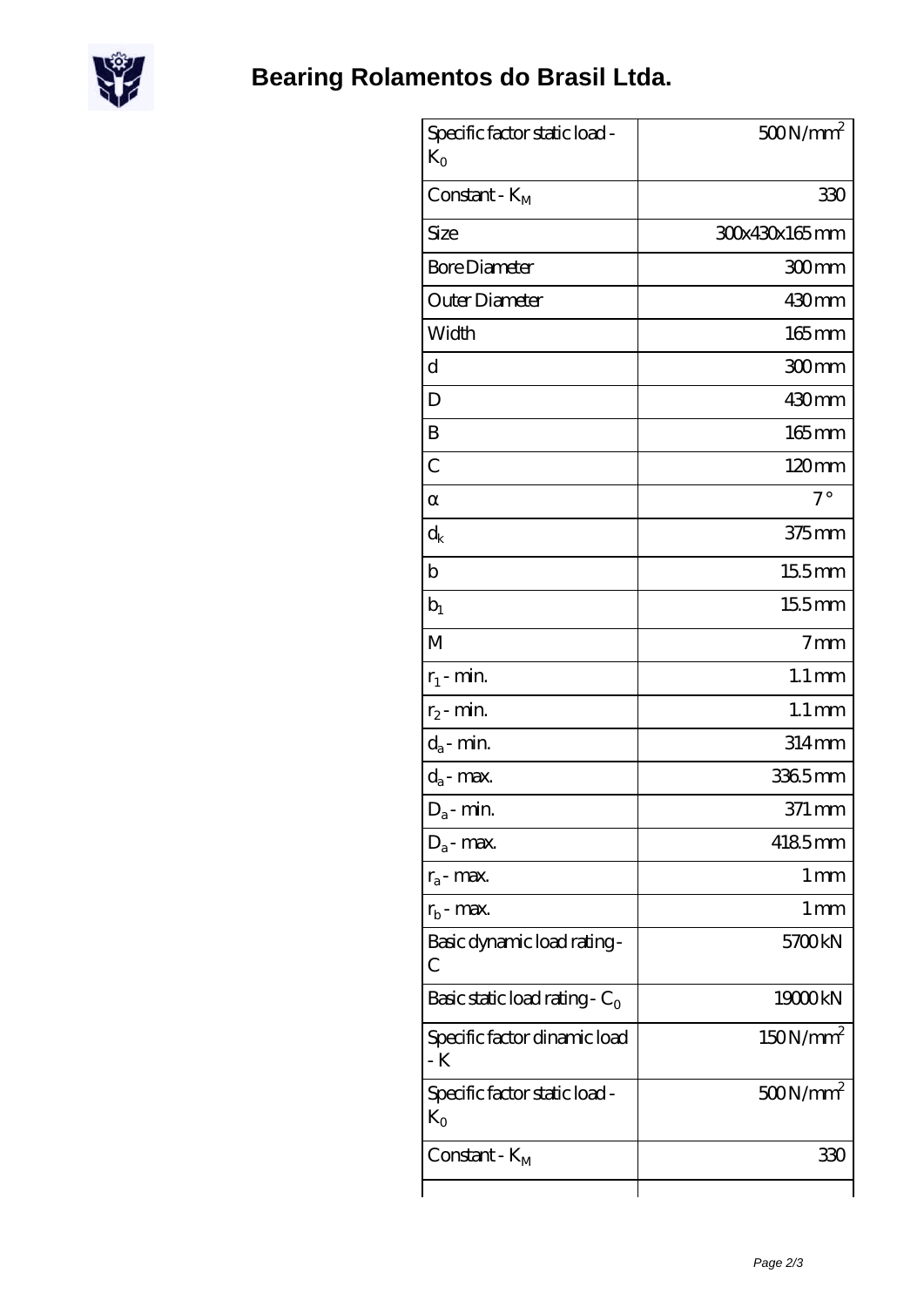# Bearing Rolamentos do Brasil Ltda.

| Specific factor static load - $K_0$ | 500 N/mm$^2$ |
|---|---|
| Constant - $K_M$ | 330 |
| Size | 300x430x165 mm |
| Bore Diameter | 300 mm |
| Outer Diameter | 430 mm |
| Width | 165 mm |
| d | 300 mm |
| D | 430 mm |
| B | 165 mm |
| C | 120 mm |
| α | 7 ° |
| $d_k$ | 375 mm |
| b | 15.5 mm |
| $b_1$ | 15.5 mm |
| M | 7 mm |
| $r_1$ - min. | 1.1 mm |
| $r_2$ - min. | 1.1 mm |
| $d_a$ - min. | 314 mm |
| $d_a$ - max. | 336.5 mm |
| $D_a$ - min. | 371 mm |
| $D_a$ - max. | 418.5 mm |
| $r_a$ - max. | 1 mm |
| $r_b$ - max. | 1 mm |
| Basic dynamic load rating - C | 5700 kN |
| Basic static load rating - $C_0$ | 19000 kN |
| Specific factor dinamic load - K | 150 N/mm$^2$ |
| Specific factor static load - $K_0$ | 500 N/mm$^2$ |
| Constant - $K_M$ | 330 |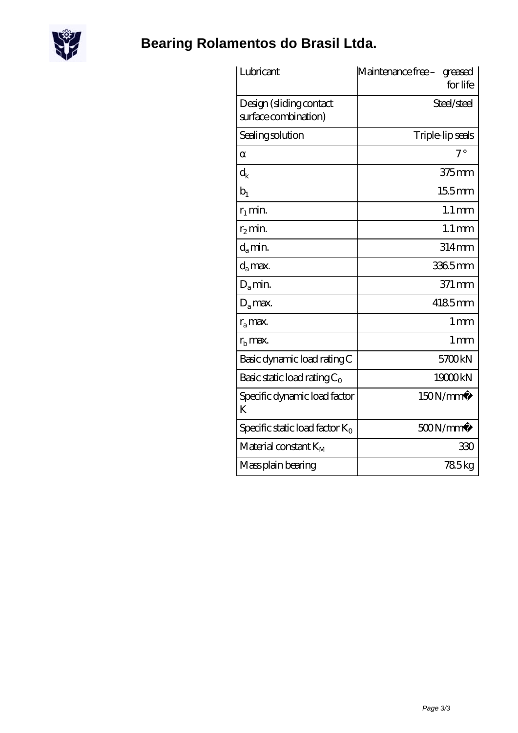# Bearing Rolamentos do Brasil Ltda.

| | |
|---|---|
| Lubricant | Maintenance free – greased for life |
| Design (sliding contact surface combination) | Steel/steel |
| Sealing solution | Triple-lip seals |
| α | 7 ° |
| $d_k$ | 375 mm |
| $b_1$ | 15.5 mm |
| $r_1$ min. | 1.1 mm |
| $r_2$ min. | 1.1 mm |
| $d_a$ min. | 314 mm |
| $d_a$ max. | 336.5 mm |
| $D_a$ min. | 371 mm |
| $D_a$ max. | 418.5 mm |
| $r_a$ max. | 1 mm |
| $r_b$ max. | 1 mm |
| Basic dynamic load rating C | 5700 kN |
| Basic static load rating $C_0$ | 19000 kN |
| Specific dynamic load factor K | 150 N/mm² |
| Specific static load factor $K_0$ | 500 N/mm² |
| Material constant $K_M$ | 330 |
| Mass plain bearing | 78.5 kg |